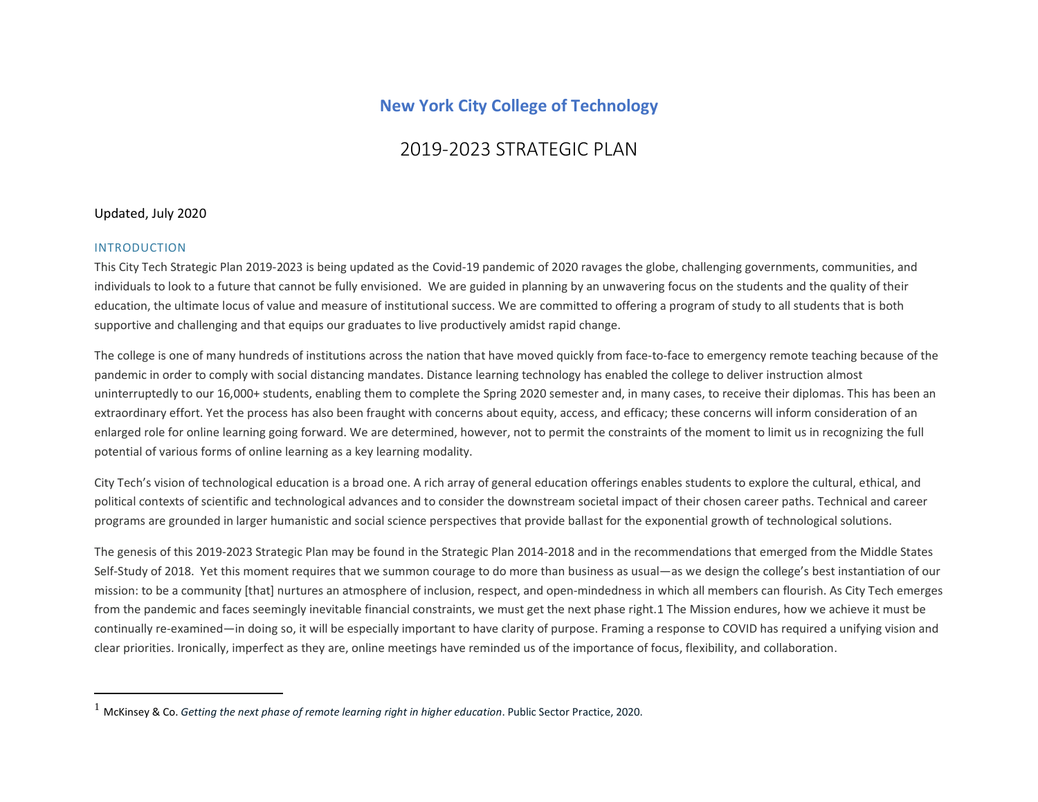# New York City College of Technology

## 2019-2023 STRATEGIC PLAN

Updated, July 2020

### INTRODUCTION

This City Tech Strategic Plan 2019-2023 is being updated as the Covid-19 pandemic of 2020 ravages the globe, challenging governments, communities, and individuals to look to a future that cannot be fully envisioned. We are guided in planning by an unwavering focus on the students and the quality of their education, the ultimate locus of value and measure of institutional success. We are committed to offering a program of study to all students that is both supportive and challenging and that equips our graduates to live productively amidst rapid change.

The college is one of many hundreds of institutions across the nation that have moved quickly from face-to-face to emergency remote teaching because of the pandemic in order to comply with social distancing mandates. Distance learning technology has enabled the college to deliver instruction almost uninterruptedly to our 16,000+ students, enabling them to complete the Spring 2020 semester and, in many cases, to receive their diplomas. This has been an extraordinary effort. Yet the process has also been fraught with concerns about equity, access, and efficacy; these concerns will inform consideration of an enlarged role for online learning going forward. We are determined, however, not to permit the constraints of the moment to limit us in recognizing the full potential of various forms of online learning as a key learning modality.

City Tech's vision of technological education is a broad one. A rich array of general education offerings enables students to explore the cultural, ethical, and political contexts of scientific and technological advances and to consider the downstream societal impact of their chosen career paths. Technical and career programs are grounded in larger humanistic and social science perspectives that provide ballast for the exponential growth of technological solutions.

The genesis of this 2019-2023 Strategic Plan may be found in the Strategic Plan 2014-2018 and in the recommendations that emerged from the Middle States Self-Study of 2018. Yet this moment requires that we summon courage to do more than business as usual—as we design the college's best instantiation of our mission: to be a community [that] nurtures an atmosphere of inclusion, respect, and open-mindedness in which all members can flourish. As City Tech emerges from the pandemic and faces seemingly inevitable financial constraints, we must get the next phase right.[1] The Mission endures, how we achieve it must be continually re-examined—in doing so, it will be especially important to have clarity of purpose. Framing a response to COVID has required a unifying vision and clear priorities. Ironically, imperfect as they are, online meetings have reminded us of the importance of focus, flexibility, and collaboration.

---

[1] McKinsey & Co. *Getting the next phase of remote learning right in higher education*. Public Sector Practice, 2020.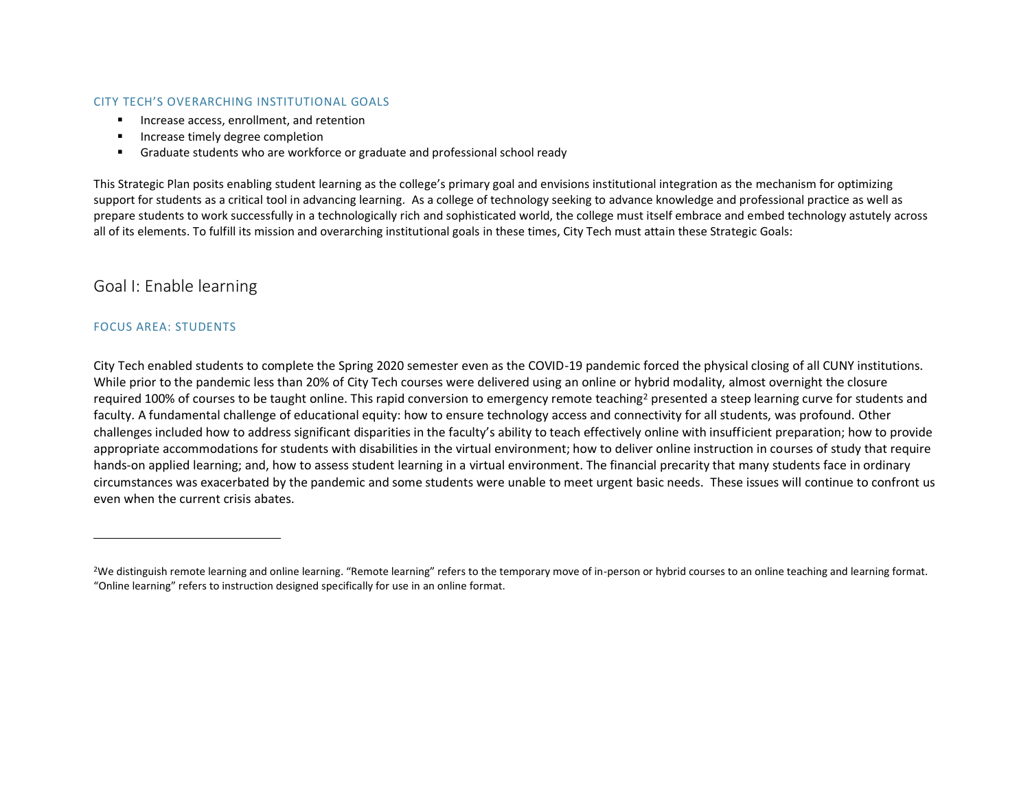### CITY TECH'S OVERARCHING INSTITUTIONAL GOALS

- Increase access, enrollment, and retention
- Increase timely degree completion
- Graduate students who are workforce or graduate and professional school ready

This Strategic Plan posits enabling student learning as the college's primary goal and envisions institutional integration as the mechanism for optimizing support for students as a critical tool in advancing learning. As a college of technology seeking to advance knowledge and professional practice as well as prepare students to work successfully in a technologically rich and sophisticated world, the college must itself embrace and embed technology astutely across all of its elements. To fulfill its mission and overarching institutional goals in these times, City Tech must attain these Strategic Goals:

## Goal I: Enable learning

### FOCUS AREA: STUDENTS

City Tech enabled students to complete the Spring 2020 semester even as the COVID-19 pandemic forced the physical closing of all CUNY institutions. While prior to the pandemic less than 20% of City Tech courses were delivered using an online or hybrid modality, almost overnight the closure required 100% of courses to be taught online. This rapid conversion to emergency remote teaching[2] presented a steep learning curve for students and faculty. A fundamental challenge of educational equity: how to ensure technology access and connectivity for all students, was profound. Other challenges included how to address significant disparities in the faculty's ability to teach effectively online with insufficient preparation; how to provide appropriate accommodations for students with disabilities in the virtual environment; how to deliver online instruction in courses of study that require hands-on applied learning; and, how to assess student learning in a virtual environment. The financial precarity that many students face in ordinary circumstances was exacerbated by the pandemic and some students were unable to meet urgent basic needs. These issues will continue to confront us even when the current crisis abates.

---

[2] We distinguish remote learning and online learning. "Remote learning" refers to the temporary move of in-person or hybrid courses to an online teaching and learning format. "Online learning" refers to instruction designed specifically for use in an online format.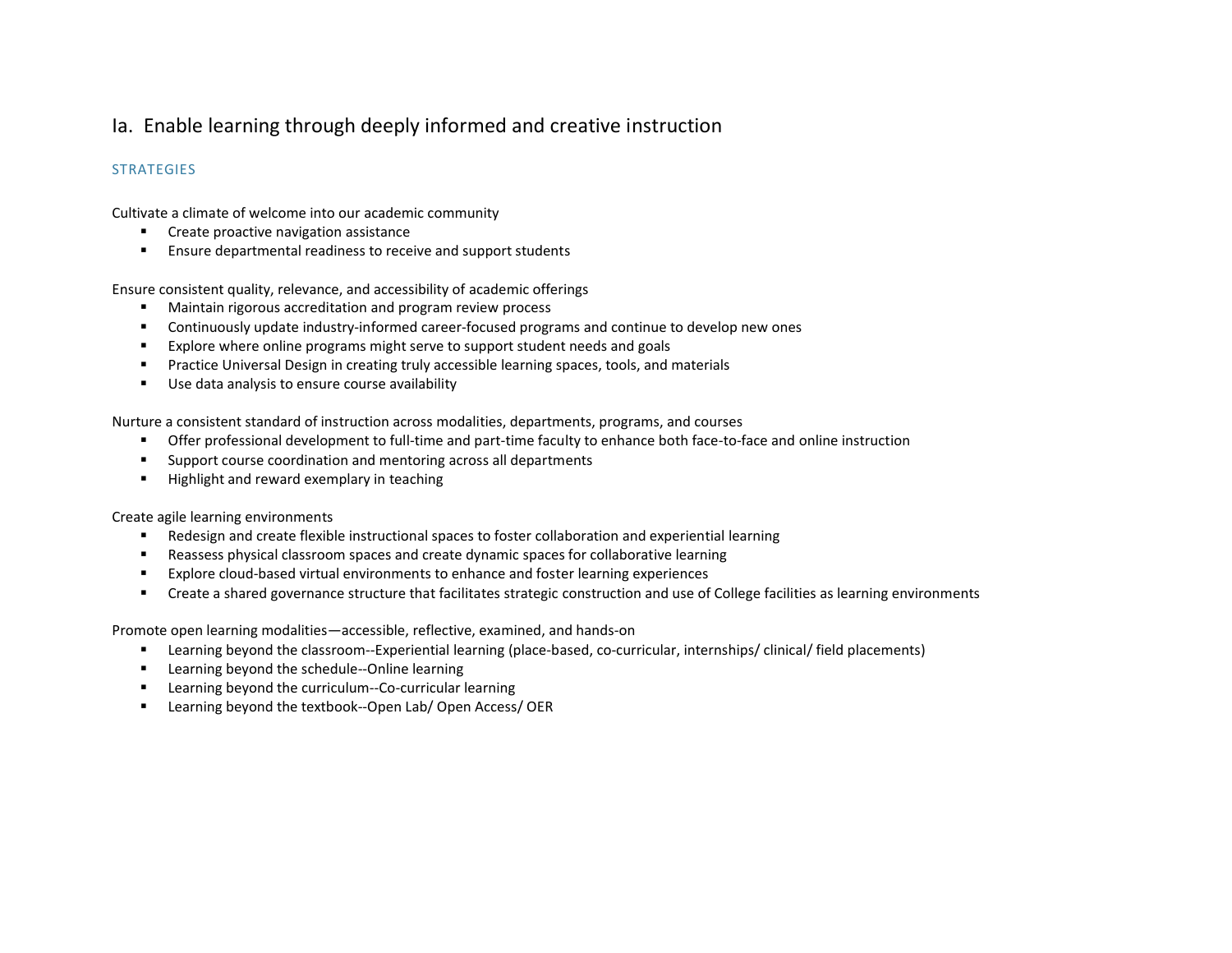## Ia. Enable learning through deeply informed and creative instruction

### STRATEGIES

Cultivate a climate of welcome into our academic community

- Create proactive navigation assistance
- Ensure departmental readiness to receive and support students

Ensure consistent quality, relevance, and accessibility of academic offerings

- Maintain rigorous accreditation and program review process
- Continuously update industry-informed career-focused programs and continue to develop new ones
- Explore where online programs might serve to support student needs and goals
- Practice Universal Design in creating truly accessible learning spaces, tools, and materials
- Use data analysis to ensure course availability

Nurture a consistent standard of instruction across modalities, departments, programs, and courses

- Offer professional development to full-time and part-time faculty to enhance both face-to-face and online instruction
- Support course coordination and mentoring across all departments
- Highlight and reward exemplary in teaching

Create agile learning environments

- Redesign and create flexible instructional spaces to foster collaboration and experiential learning
- Reassess physical classroom spaces and create dynamic spaces for collaborative learning
- Explore cloud-based virtual environments to enhance and foster learning experiences
- Create a shared governance structure that facilitates strategic construction and use of College facilities as learning environments

Promote open learning modalities—accessible, reflective, examined, and hands-on

- Learning beyond the classroom--Experiential learning (place-based, co-curricular, internships/ clinical/ field placements)
- Learning beyond the schedule--Online learning
- Learning beyond the curriculum--Co-curricular learning
- Learning beyond the textbook--Open Lab/ Open Access/ OER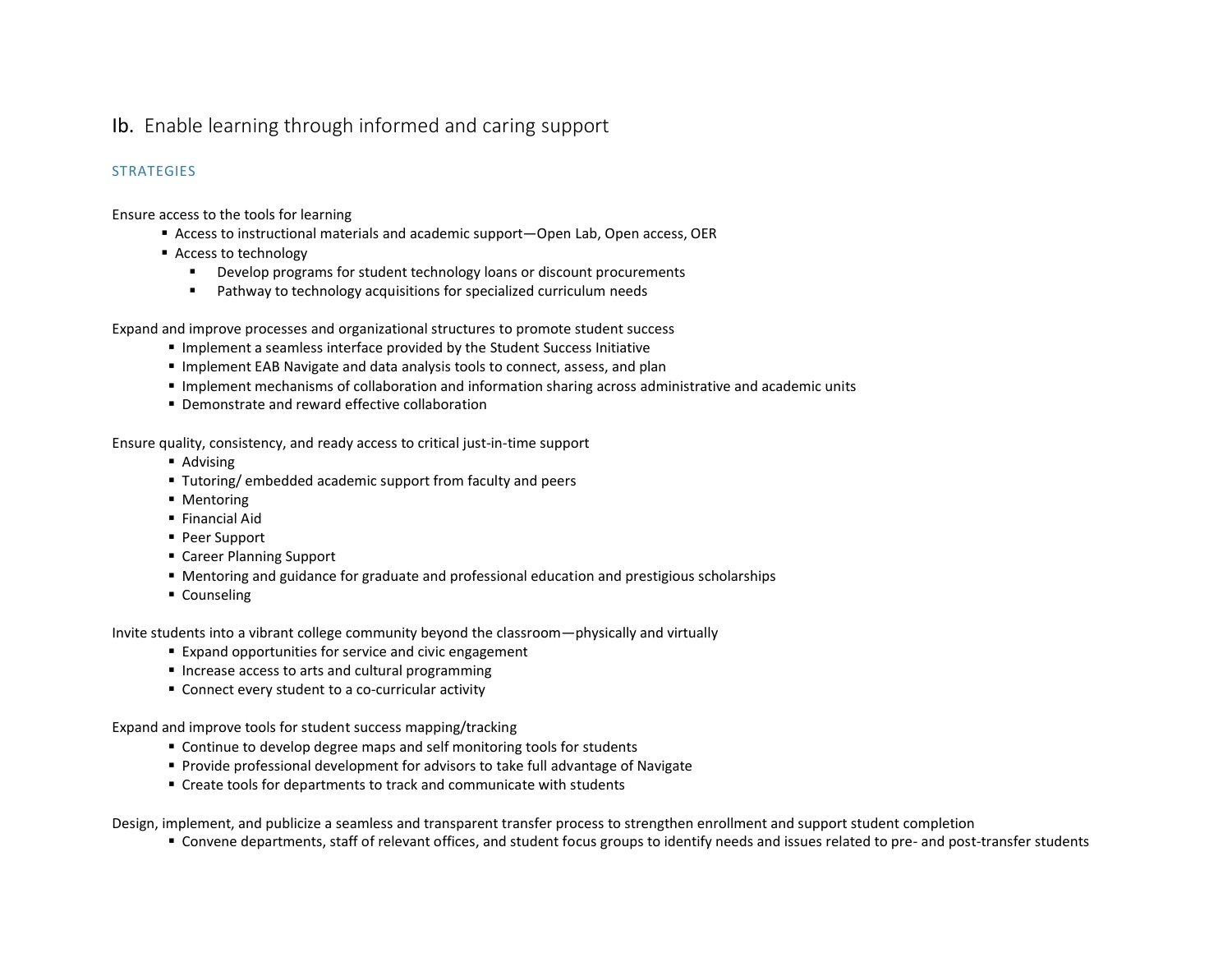## Ib. Enable learning through informed and caring support

### STRATEGIES

Ensure access to the tools for learning

- Access to instructional materials and academic support—Open Lab, Open access, OER
- Access to technology
  - Develop programs for student technology loans or discount procurements
  - Pathway to technology acquisitions for specialized curriculum needs

Expand and improve processes and organizational structures to promote student success

- Implement a seamless interface provided by the Student Success Initiative
- Implement EAB Navigate and data analysis tools to connect, assess, and plan
- Implement mechanisms of collaboration and information sharing across administrative and academic units
- Demonstrate and reward effective collaboration

Ensure quality, consistency, and ready access to critical just-in-time support

- Advising
- Tutoring/ embedded academic support from faculty and peers
- Mentoring
- Financial Aid
- Peer Support
- Career Planning Support
- Mentoring and guidance for graduate and professional education and prestigious scholarships
- Counseling

Invite students into a vibrant college community beyond the classroom—physically and virtually

- Expand opportunities for service and civic engagement
- Increase access to arts and cultural programming
- Connect every student to a co-curricular activity

Expand and improve tools for student success mapping/tracking

- Continue to develop degree maps and self monitoring tools for students
- Provide professional development for advisors to take full advantage of Navigate
- Create tools for departments to track and communicate with students

Design, implement, and publicize a seamless and transparent transfer process to strengthen enrollment and support student completion

- Convene departments, staff of relevant offices, and student focus groups to identify needs and issues related to pre- and post-transfer students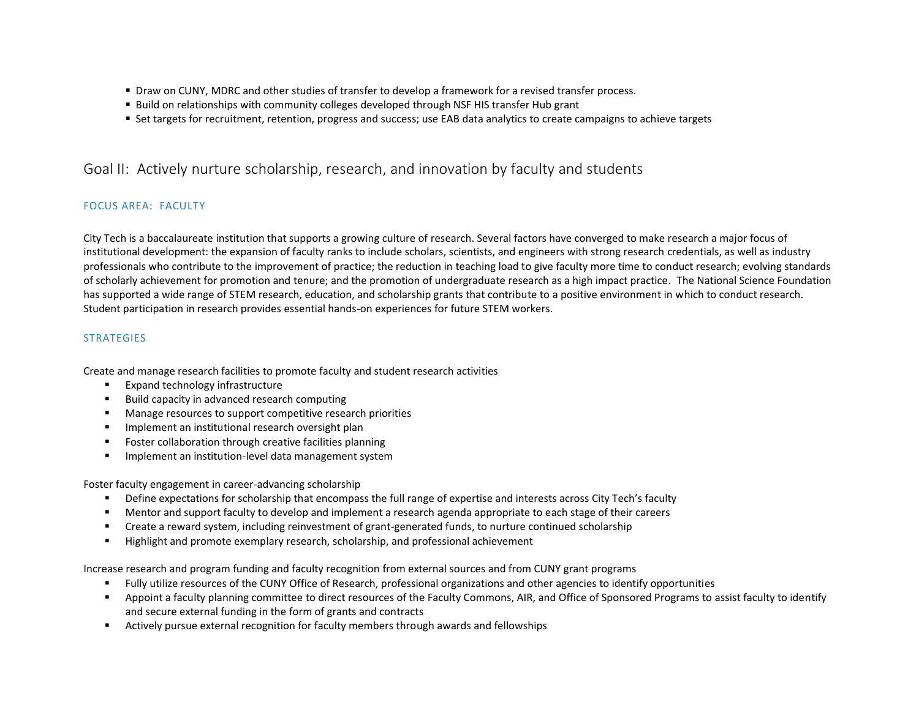- Draw on CUNY, MDRC and other studies of transfer to develop a framework for a revised transfer process.
- Build on relationships with community colleges developed through NSF HIS transfer Hub grant
- Set targets for recruitment, retention, progress and success; use EAB data analytics to create campaigns to achieve targets

## Goal II: Actively nurture scholarship, research, and innovation by faculty and students

### FOCUS AREA: FACULTY

City Tech is a baccalaureate institution that supports a growing culture of research. Several factors have converged to make research a major focus of institutional development: the expansion of faculty ranks to include scholars, scientists, and engineers with strong research credentials, as well as industry professionals who contribute to the improvement of practice; the reduction in teaching load to give faculty more time to conduct research; evolving standards of scholarly achievement for promotion and tenure; and the promotion of undergraduate research as a high impact practice. The National Science Foundation has supported a wide range of STEM research, education, and scholarship grants that contribute to a positive environment in which to conduct research. Student participation in research provides essential hands-on experiences for future STEM workers.

### STRATEGIES

Create and manage research facilities to promote faculty and student research activities

- Expand technology infrastructure
- Build capacity in advanced research computing
- Manage resources to support competitive research priorities
- Implement an institutional research oversight plan
- Foster collaboration through creative facilities planning
- Implement an institution-level data management system

Foster faculty engagement in career-advancing scholarship

- Define expectations for scholarship that encompass the full range of expertise and interests across City Tech's faculty
- Mentor and support faculty to develop and implement a research agenda appropriate to each stage of their careers
- Create a reward system, including reinvestment of grant-generated funds, to nurture continued scholarship
- Highlight and promote exemplary research, scholarship, and professional achievement

Increase research and program funding and faculty recognition from external sources and from CUNY grant programs

- Fully utilize resources of the CUNY Office of Research, professional organizations and other agencies to identify opportunities
- Appoint a faculty planning committee to direct resources of the Faculty Commons, AIR, and Office of Sponsored Programs to assist faculty to identify and secure external funding in the form of grants and contracts
- Actively pursue external recognition for faculty members through awards and fellowships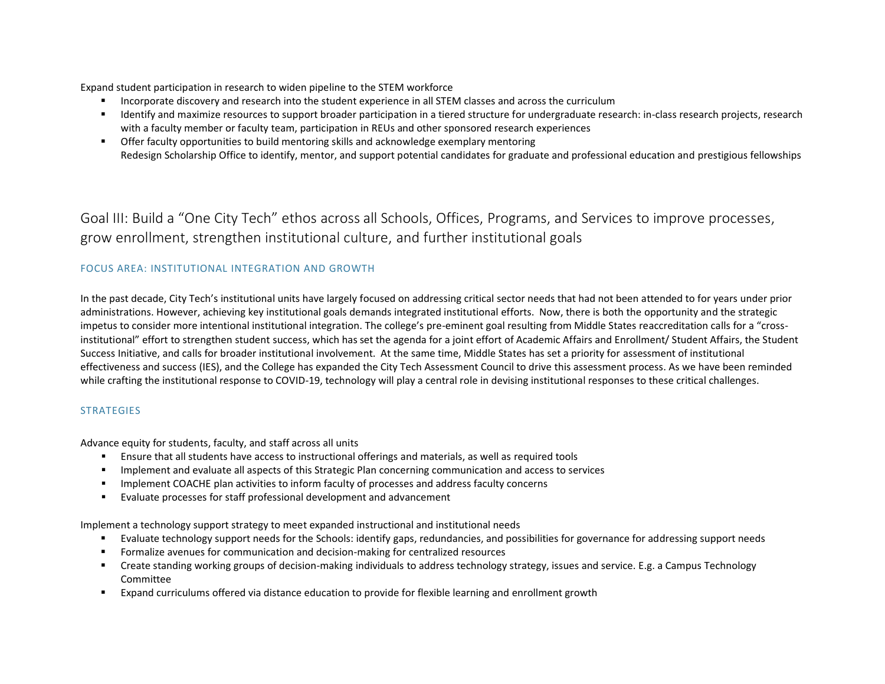Expand student participation in research to widen pipeline to the STEM workforce

- Incorporate discovery and research into the student experience in all STEM classes and across the curriculum
- Identify and maximize resources to support broader participation in a tiered structure for undergraduate research: in-class research projects, research with a faculty member or faculty team, participation in REUs and other sponsored research experiences
- Offer faculty opportunities to build mentoring skills and acknowledge exemplary mentoring
  Redesign Scholarship Office to identify, mentor, and support potential candidates for graduate and professional education and prestigious fellowships

## Goal III: Build a "One City Tech" ethos across all Schools, Offices, Programs, and Services to improve processes, grow enrollment, strengthen institutional culture, and further institutional goals

### FOCUS AREA: INSTITUTIONAL INTEGRATION AND GROWTH

In the past decade, City Tech's institutional units have largely focused on addressing critical sector needs that had not been attended to for years under prior administrations. However, achieving key institutional goals demands integrated institutional efforts. Now, there is both the opportunity and the strategic impetus to consider more intentional institutional integration. The college's pre-eminent goal resulting from Middle States reaccreditation calls for a "cross-institutional" effort to strengthen student success, which has set the agenda for a joint effort of Academic Affairs and Enrollment/ Student Affairs, the Student Success Initiative, and calls for broader institutional involvement. At the same time, Middle States has set a priority for assessment of institutional effectiveness and success (IES), and the College has expanded the City Tech Assessment Council to drive this assessment process. As we have been reminded while crafting the institutional response to COVID-19, technology will play a central role in devising institutional responses to these critical challenges.

### STRATEGIES

Advance equity for students, faculty, and staff across all units

- Ensure that all students have access to instructional offerings and materials, as well as required tools
- Implement and evaluate all aspects of this Strategic Plan concerning communication and access to services
- Implement COACHE plan activities to inform faculty of processes and address faculty concerns
- Evaluate processes for staff professional development and advancement

Implement a technology support strategy to meet expanded instructional and institutional needs

- Evaluate technology support needs for the Schools: identify gaps, redundancies, and possibilities for governance for addressing support needs
- Formalize avenues for communication and decision-making for centralized resources
- Create standing working groups of decision-making individuals to address technology strategy, issues and service. E.g. a Campus Technology Committee
- Expand curriculums offered via distance education to provide for flexible learning and enrollment growth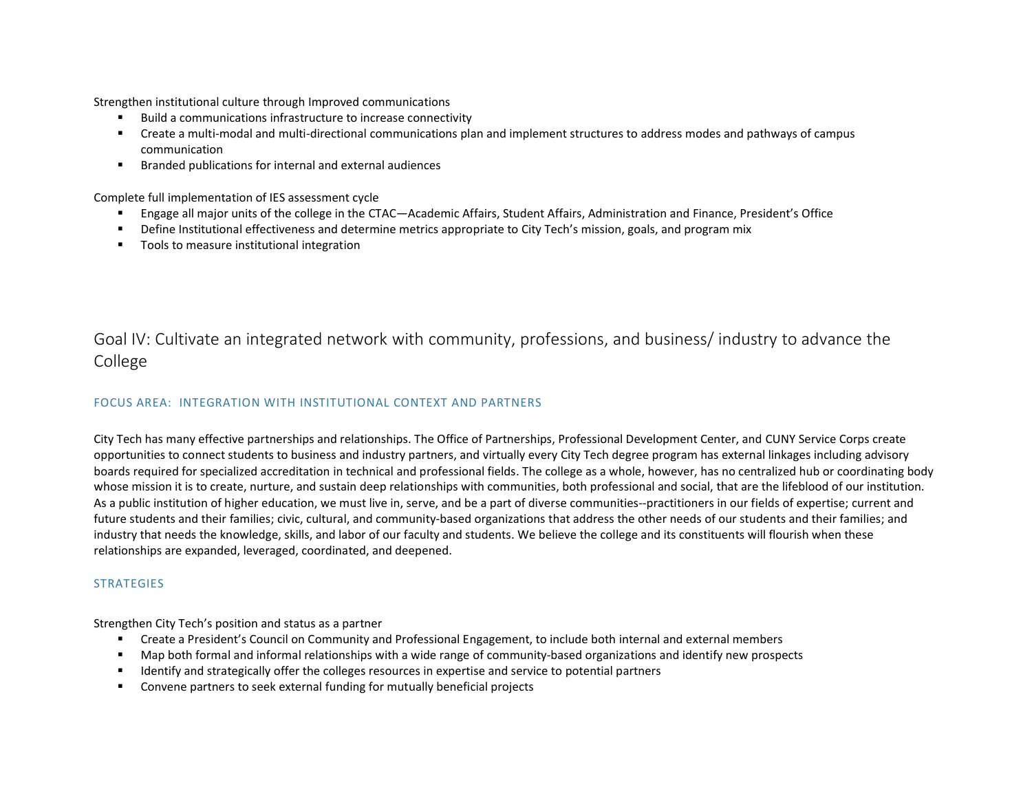Strengthen institutional culture through Improved communications

- Build a communications infrastructure to increase connectivity
- Create a multi-modal and multi-directional communications plan and implement structures to address modes and pathways of campus communication
- Branded publications for internal and external audiences

Complete full implementation of IES assessment cycle

- Engage all major units of the college in the CTAC—Academic Affairs, Student Affairs, Administration and Finance, President's Office
- Define Institutional effectiveness and determine metrics appropriate to City Tech's mission, goals, and program mix
- Tools to measure institutional integration

## Goal IV: Cultivate an integrated network with community, professions, and business/ industry to advance the College

### FOCUS AREA: INTEGRATION WITH INSTITUTIONAL CONTEXT AND PARTNERS

City Tech has many effective partnerships and relationships. The Office of Partnerships, Professional Development Center, and CUNY Service Corps create opportunities to connect students to business and industry partners, and virtually every City Tech degree program has external linkages including advisory boards required for specialized accreditation in technical and professional fields. The college as a whole, however, has no centralized hub or coordinating body whose mission it is to create, nurture, and sustain deep relationships with communities, both professional and social, that are the lifeblood of our institution. As a public institution of higher education, we must live in, serve, and be a part of diverse communities--practitioners in our fields of expertise; current and future students and their families; civic, cultural, and community-based organizations that address the other needs of our students and their families; and industry that needs the knowledge, skills, and labor of our faculty and students. We believe the college and its constituents will flourish when these relationships are expanded, leveraged, coordinated, and deepened.

### STRATEGIES

Strengthen City Tech's position and status as a partner

- Create a President's Council on Community and Professional Engagement, to include both internal and external members
- Map both formal and informal relationships with a wide range of community-based organizations and identify new prospects
- Identify and strategically offer the colleges resources in expertise and service to potential partners
- Convene partners to seek external funding for mutually beneficial projects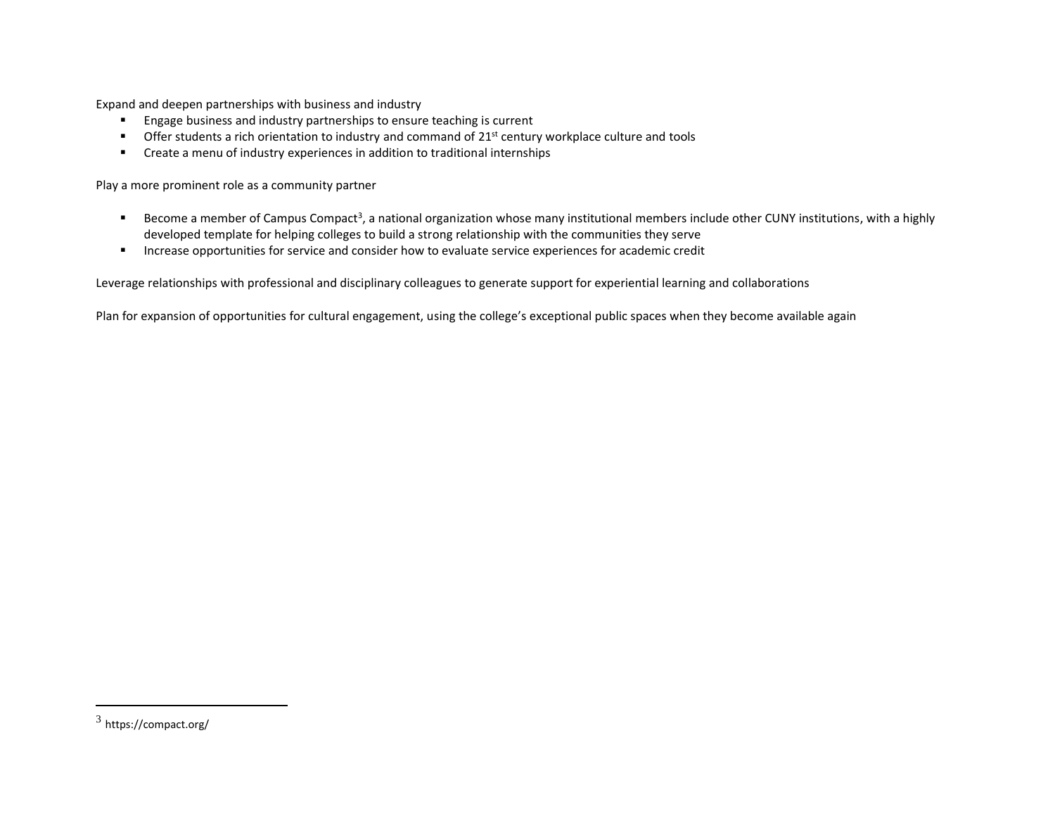Expand and deepen partnerships with business and industry

- Engage business and industry partnerships to ensure teaching is current
- Offer students a rich orientation to industry and command of 21st century workplace culture and tools
- Create a menu of industry experiences in addition to traditional internships

Play a more prominent role as a community partner

- Become a member of Campus Compact[3], a national organization whose many institutional members include other CUNY institutions, with a highly developed template for helping colleges to build a strong relationship with the communities they serve
- Increase opportunities for service and consider how to evaluate service experiences for academic credit

Leverage relationships with professional and disciplinary colleagues to generate support for experiential learning and collaborations

Plan for expansion of opportunities for cultural engagement, using the college's exceptional public spaces when they become available again

---

[3] https://compact.org/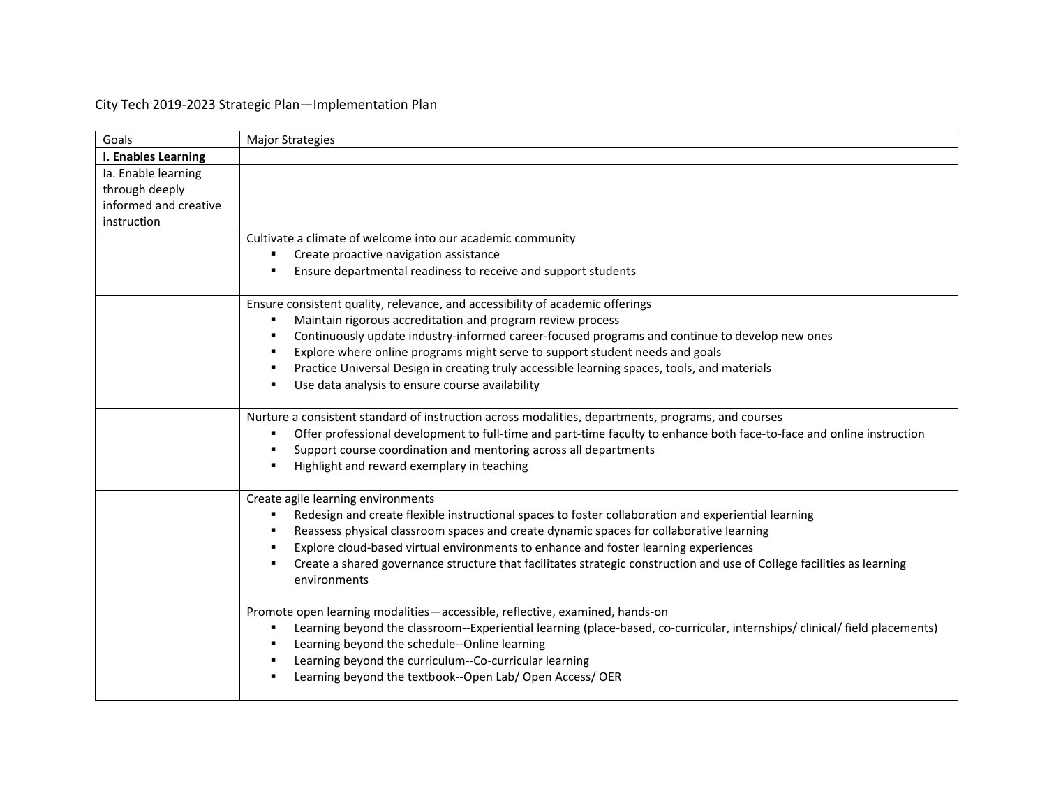City Tech 2019-2023 Strategic Plan—Implementation Plan

| Goals | Major Strategies |
|---|---|
| **I. Enables Learning** | |
| Ia. Enable learning through deeply informed and creative instruction | |
| | Cultivate a climate of welcome into our academic community<br>▪ Create proactive navigation assistance<br>▪ Ensure departmental readiness to receive and support students |
| | Ensure consistent quality, relevance, and accessibility of academic offerings<br>▪ Maintain rigorous accreditation and program review process<br>▪ Continuously update industry-informed career-focused programs and continue to develop new ones<br>▪ Explore where online programs might serve to support student needs and goals<br>▪ Practice Universal Design in creating truly accessible learning spaces, tools, and materials<br>▪ Use data analysis to ensure course availability |
| | Nurture a consistent standard of instruction across modalities, departments, programs, and courses<br>▪ Offer professional development to full-time and part-time faculty to enhance both face-to-face and online instruction<br>▪ Support course coordination and mentoring across all departments<br>▪ Highlight and reward exemplary in teaching |
| | Create agile learning environments<br>▪ Redesign and create flexible instructional spaces to foster collaboration and experiential learning<br>▪ Reassess physical classroom spaces and create dynamic spaces for collaborative learning<br>▪ Explore cloud-based virtual environments to enhance and foster learning experiences<br>▪ Create a shared governance structure that facilitates strategic construction and use of College facilities as learning environments<br><br>Promote open learning modalities—accessible, reflective, examined, hands-on<br>▪ Learning beyond the classroom--Experiential learning (place-based, co-curricular, internships/ clinical/ field placements)<br>▪ Learning beyond the schedule--Online learning<br>▪ Learning beyond the curriculum--Co-curricular learning<br>▪ Learning beyond the textbook--Open Lab/ Open Access/ OER |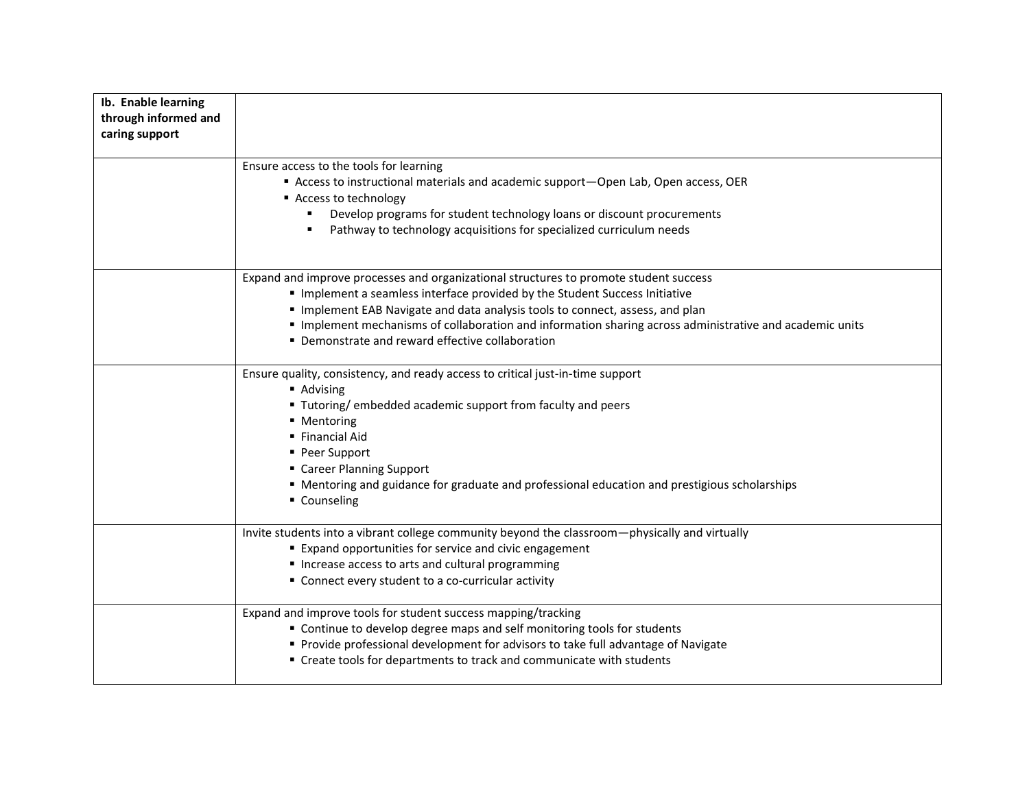| **Ib. Enable learning through informed and caring support** | |
|---|---|
| | Ensure access to the tools for learning<br>▪ Access to instructional materials and academic support—Open Lab, Open access, OER<br>▪ Access to technology<br>&nbsp;&nbsp;&nbsp;&nbsp;▪ Develop programs for student technology loans or discount procurements<br>&nbsp;&nbsp;&nbsp;&nbsp;▪ Pathway to technology acquisitions for specialized curriculum needs |
| | Expand and improve processes and organizational structures to promote student success<br>▪ Implement a seamless interface provided by the Student Success Initiative<br>▪ Implement EAB Navigate and data analysis tools to connect, assess, and plan<br>▪ Implement mechanisms of collaboration and information sharing across administrative and academic units<br>▪ Demonstrate and reward effective collaboration |
| | Ensure quality, consistency, and ready access to critical just-in-time support<br>▪ Advising<br>▪ Tutoring/ embedded academic support from faculty and peers<br>▪ Mentoring<br>▪ Financial Aid<br>▪ Peer Support<br>▪ Career Planning Support<br>▪ Mentoring and guidance for graduate and professional education and prestigious scholarships<br>▪ Counseling |
| | Invite students into a vibrant college community beyond the classroom—physically and virtually<br>▪ Expand opportunities for service and civic engagement<br>▪ Increase access to arts and cultural programming<br>▪ Connect every student to a co-curricular activity |
| | Expand and improve tools for student success mapping/tracking<br>▪ Continue to develop degree maps and self monitoring tools for students<br>▪ Provide professional development for advisors to take full advantage of Navigate<br>▪ Create tools for departments to track and communicate with students |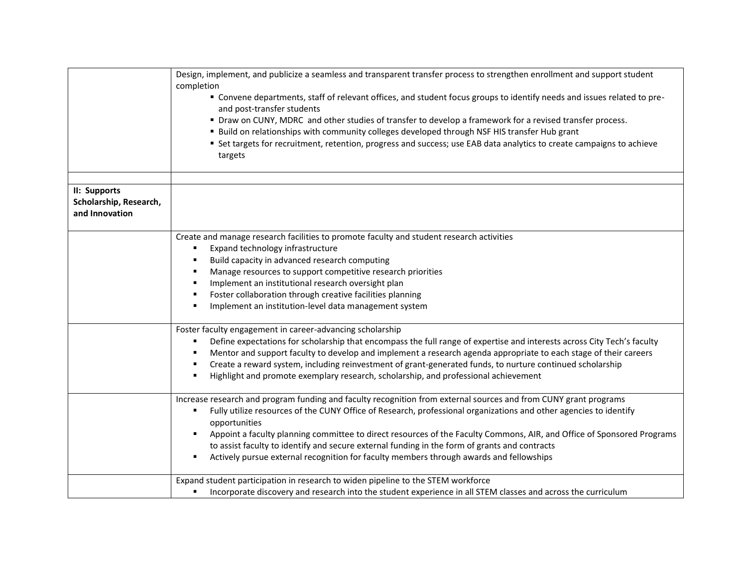| | |
|---|---|
| | Design, implement, and publicize a seamless and transparent transfer process to strengthen enrollment and support student completion<br>▪ Convene departments, staff of relevant offices, and student focus groups to identify needs and issues related to pre- and post-transfer students<br>▪ Draw on CUNY, MDRC and other studies of transfer to develop a framework for a revised transfer process.<br>▪ Build on relationships with community colleges developed through NSF HIS transfer Hub grant<br>▪ Set targets for recruitment, retention, progress and success; use EAB data analytics to create campaigns to achieve targets |
| | |
| **II: Supports Scholarship, Research, and Innovation** | |
| | Create and manage research facilities to promote faculty and student research activities<br>▪ Expand technology infrastructure<br>▪ Build capacity in advanced research computing<br>▪ Manage resources to support competitive research priorities<br>▪ Implement an institutional research oversight plan<br>▪ Foster collaboration through creative facilities planning<br>▪ Implement an institution-level data management system |
| | Foster faculty engagement in career-advancing scholarship<br>▪ Define expectations for scholarship that encompass the full range of expertise and interests across City Tech's faculty<br>▪ Mentor and support faculty to develop and implement a research agenda appropriate to each stage of their careers<br>▪ Create a reward system, including reinvestment of grant-generated funds, to nurture continued scholarship<br>▪ Highlight and promote exemplary research, scholarship, and professional achievement |
| | Increase research and program funding and faculty recognition from external sources and from CUNY grant programs<br>▪ Fully utilize resources of the CUNY Office of Research, professional organizations and other agencies to identify opportunities<br>▪ Appoint a faculty planning committee to direct resources of the Faculty Commons, AIR, and Office of Sponsored Programs to assist faculty to identify and secure external funding in the form of grants and contracts<br>▪ Actively pursue external recognition for faculty members through awards and fellowships |
| | Expand student participation in research to widen pipeline to the STEM workforce<br>▪ Incorporate discovery and research into the student experience in all STEM classes and across the curriculum |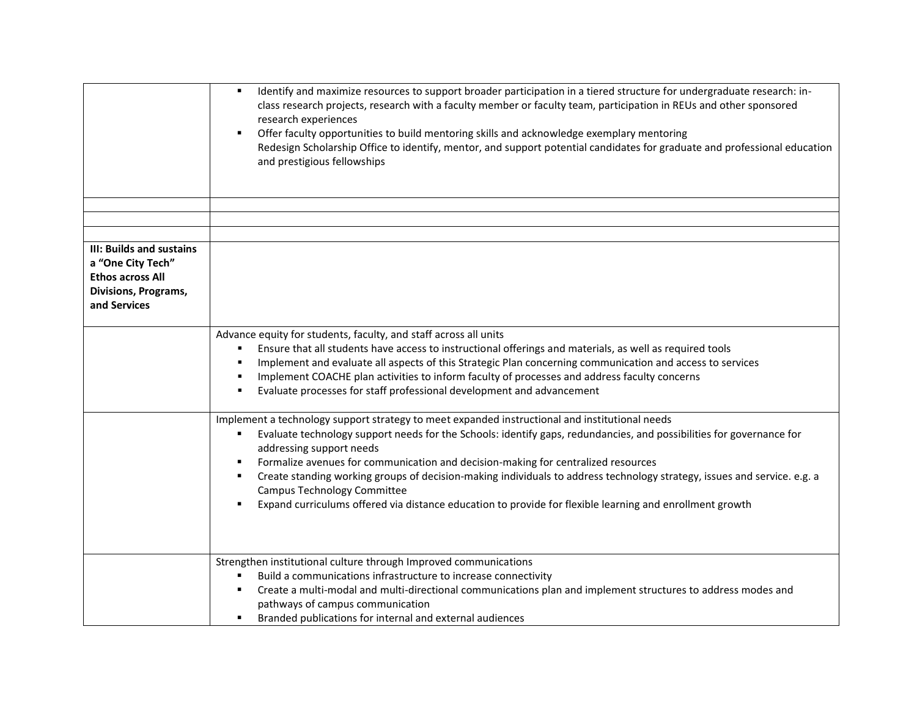| | |
|---|---|
| | ▪ Identify and maximize resources to support broader participation in a tiered structure for undergraduate research: in-class research projects, research with a faculty member or faculty team, participation in REUs and other sponsored research experiences<br>▪ Offer faculty opportunities to build mentoring skills and acknowledge exemplary mentoring<br>Redesign Scholarship Office to identify, mentor, and support potential candidates for graduate and professional education and prestigious fellowships |
| | |
| | |
| | |
| **III: Builds and sustains a "One City Tech" Ethos across All Divisions, Programs, and Services** | |
| | Advance equity for students, faculty, and staff across all units<br>▪ Ensure that all students have access to instructional offerings and materials, as well as required tools<br>▪ Implement and evaluate all aspects of this Strategic Plan concerning communication and access to services<br>▪ Implement COACHE plan activities to inform faculty of processes and address faculty concerns<br>▪ Evaluate processes for staff professional development and advancement |
| | Implement a technology support strategy to meet expanded instructional and institutional needs<br>▪ Evaluate technology support needs for the Schools: identify gaps, redundancies, and possibilities for governance for addressing support needs<br>▪ Formalize avenues for communication and decision-making for centralized resources<br>▪ Create standing working groups of decision-making individuals to address technology strategy, issues and service. e.g. a Campus Technology Committee<br>▪ Expand curriculums offered via distance education to provide for flexible learning and enrollment growth |
| | Strengthen institutional culture through Improved communications<br>▪ Build a communications infrastructure to increase connectivity<br>▪ Create a multi-modal and multi-directional communications plan and implement structures to address modes and pathways of campus communication<br>▪ Branded publications for internal and external audiences |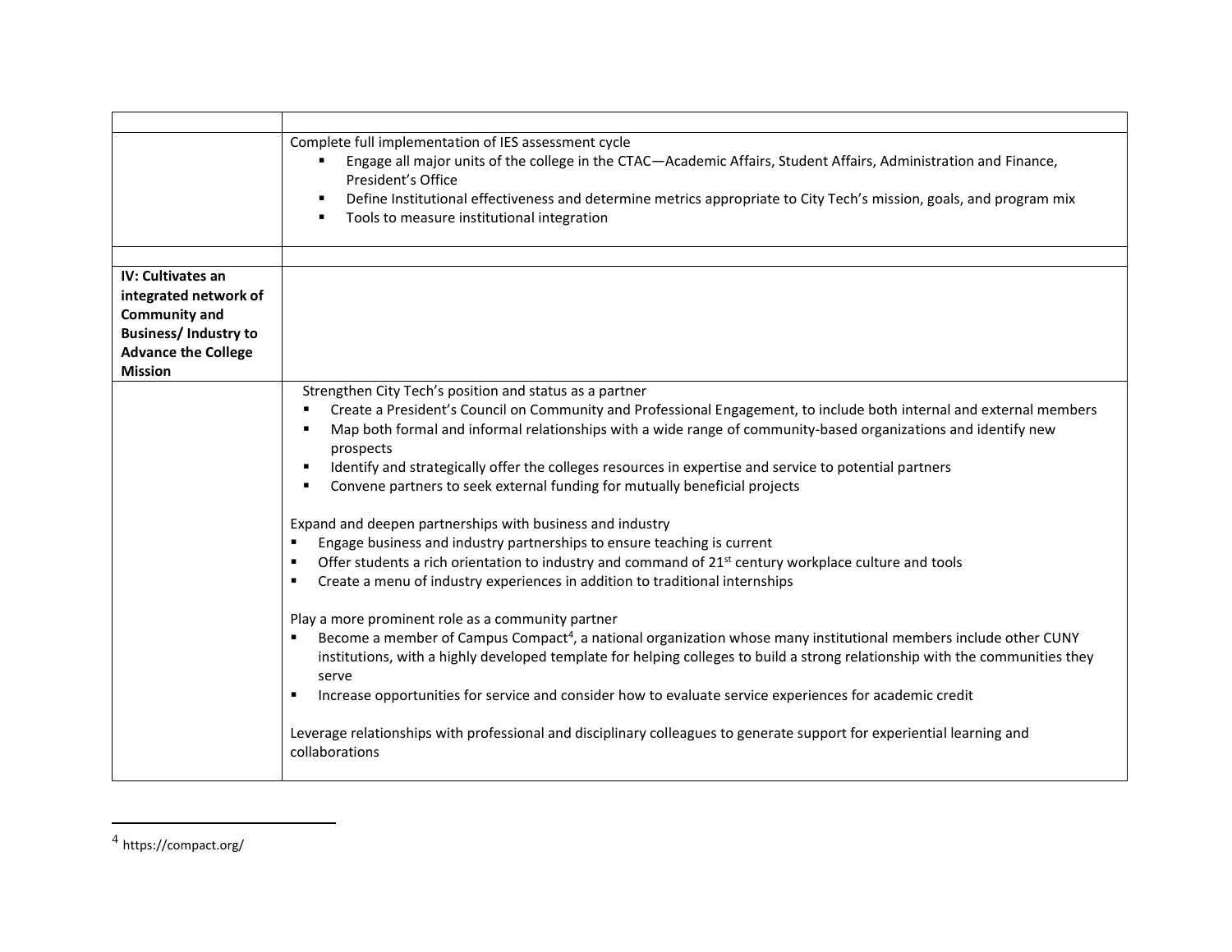| | |
|---|---|
| | Complete full implementation of IES assessment cycle<br>▪ Engage all major units of the college in the CTAC—Academic Affairs, Student Affairs, Administration and Finance, President's Office<br>▪ Define Institutional effectiveness and determine metrics appropriate to City Tech's mission, goals, and program mix<br>▪ Tools to measure institutional integration |
| | |
| **IV: Cultivates an integrated network of Community and Business/ Industry to Advance the College Mission** | |
| | Strengthen City Tech's position and status as a partner<br>▪ Create a President's Council on Community and Professional Engagement, to include both internal and external members<br>▪ Map both formal and informal relationships with a wide range of community-based organizations and identify new prospects<br>▪ Identify and strategically offer the colleges resources in expertise and service to potential partners<br>▪ Convene partners to seek external funding for mutually beneficial projects<br><br>Expand and deepen partnerships with business and industry<br>▪ Engage business and industry partnerships to ensure teaching is current<br>▪ Offer students a rich orientation to industry and command of 21st century workplace culture and tools<br>▪ Create a menu of industry experiences in addition to traditional internships<br><br>Play a more prominent role as a community partner<br>▪ Become a member of Campus Compact[4], a national organization whose many institutional members include other CUNY institutions, with a highly developed template for helping colleges to build a strong relationship with the communities they serve<br>▪ Increase opportunities for service and consider how to evaluate service experiences for academic credit<br><br>Leverage relationships with professional and disciplinary colleagues to generate support for experiential learning and collaborations |

[4] https://compact.org/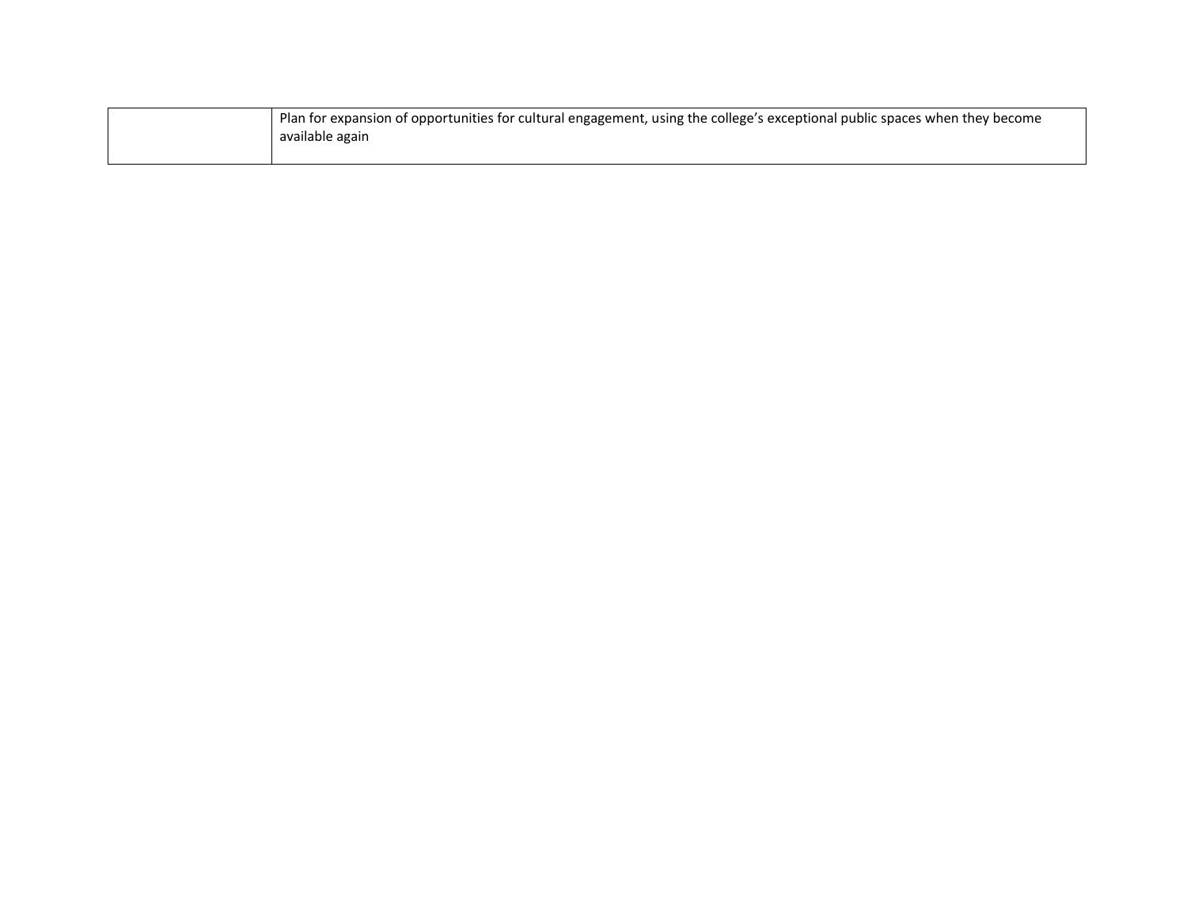| | |
|---|---|
| | Plan for expansion of opportunities for cultural engagement, using the college's exceptional public spaces when they become available again |